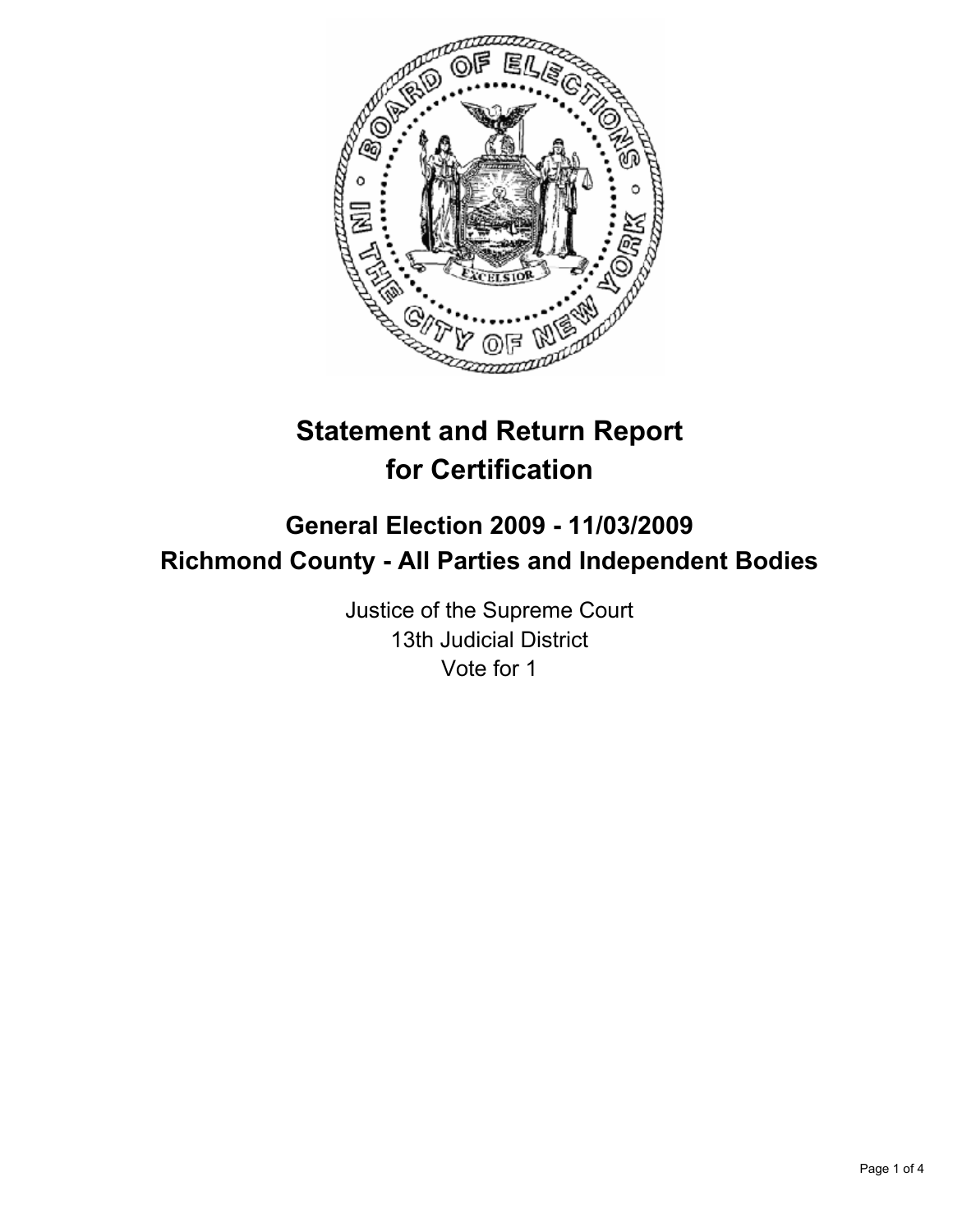# Statement and Return Report for Certification

## General Election 2009 - 11/03/2009
## Richmond County - All Parties and Independent Bodies

Justice of the Supreme Court
13th Judicial District
Vote for 1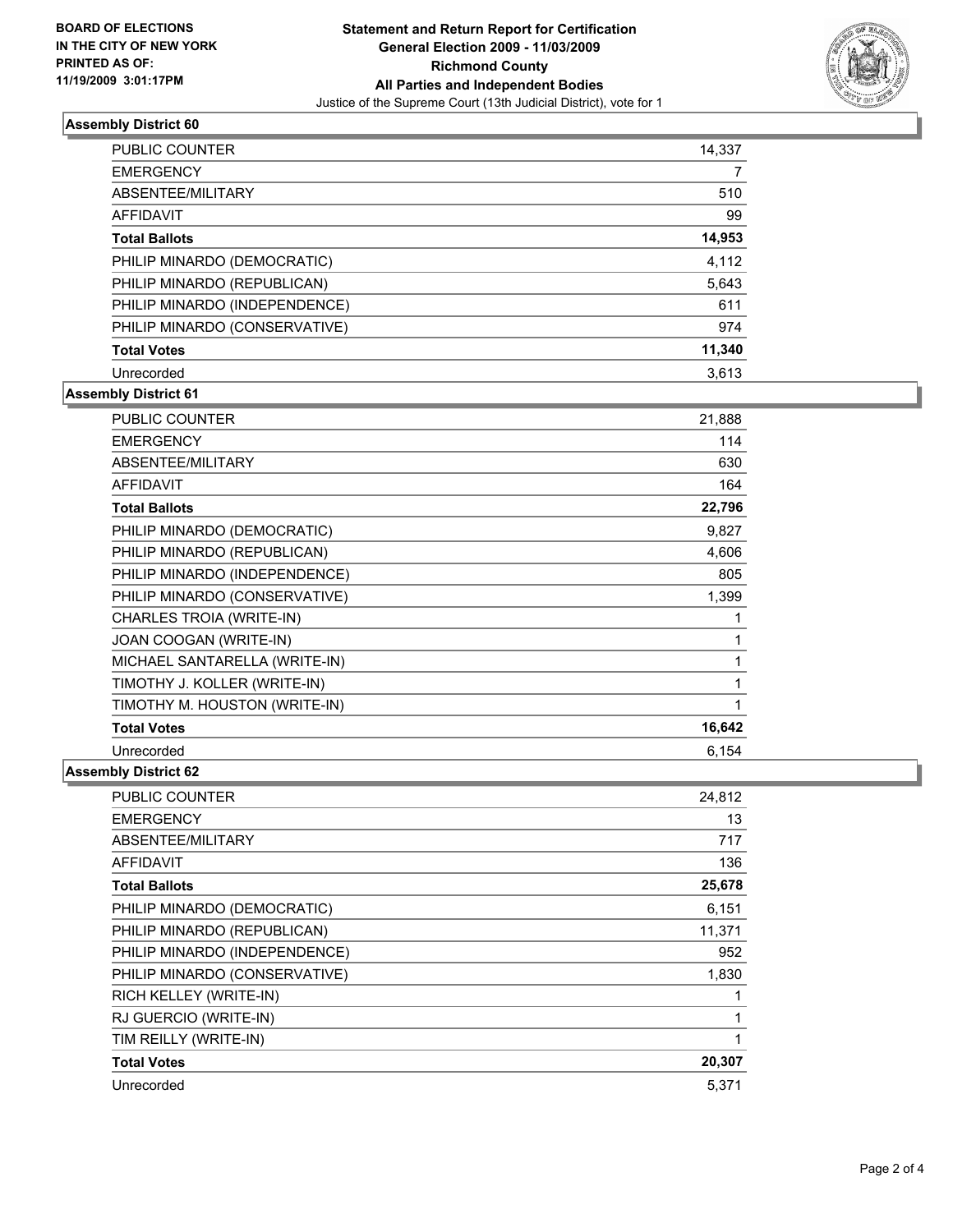**BOARD OF ELECTIONS IN THE CITY OF NEW YORK PRINTED AS OF: 11/19/2009 3:01:17PM**

**Statement and Return Report for Certification**
**General Election 2009 - 11/03/2009**
**Richmond County**
**All Parties and Independent Bodies**
Justice of the Supreme Court (13th Judicial District), vote for 1

### Assembly District 60

| | |
|---|---|
| PUBLIC COUNTER | 14,337 |
| EMERGENCY | 7 |
| ABSENTEE/MILITARY | 510 |
| AFFIDAVIT | 99 |
| **Total Ballots** | **14,953** |
| PHILIP MINARDO (DEMOCRATIC) | 4,112 |
| PHILIP MINARDO (REPUBLICAN) | 5,643 |
| PHILIP MINARDO (INDEPENDENCE) | 611 |
| PHILIP MINARDO (CONSERVATIVE) | 974 |
| **Total Votes** | **11,340** |
| Unrecorded | 3,613 |

### Assembly District 61

| | |
|---|---|
| PUBLIC COUNTER | 21,888 |
| EMERGENCY | 114 |
| ABSENTEE/MILITARY | 630 |
| AFFIDAVIT | 164 |
| **Total Ballots** | **22,796** |
| PHILIP MINARDO (DEMOCRATIC) | 9,827 |
| PHILIP MINARDO (REPUBLICAN) | 4,606 |
| PHILIP MINARDO (INDEPENDENCE) | 805 |
| PHILIP MINARDO (CONSERVATIVE) | 1,399 |
| CHARLES TROIA (WRITE-IN) | 1 |
| JOAN COOGAN (WRITE-IN) | 1 |
| MICHAEL SANTARELLA (WRITE-IN) | 1 |
| TIMOTHY J. KOLLER (WRITE-IN) | 1 |
| TIMOTHY M. HOUSTON (WRITE-IN) | 1 |
| **Total Votes** | **16,642** |
| Unrecorded | 6,154 |

### Assembly District 62

| | |
|---|---|
| PUBLIC COUNTER | 24,812 |
| EMERGENCY | 13 |
| ABSENTEE/MILITARY | 717 |
| AFFIDAVIT | 136 |
| **Total Ballots** | **25,678** |
| PHILIP MINARDO (DEMOCRATIC) | 6,151 |
| PHILIP MINARDO (REPUBLICAN) | 11,371 |
| PHILIP MINARDO (INDEPENDENCE) | 952 |
| PHILIP MINARDO (CONSERVATIVE) | 1,830 |
| RICH KELLEY (WRITE-IN) | 1 |
| RJ GUERCIO (WRITE-IN) | 1 |
| TIM REILLY (WRITE-IN) | 1 |
| **Total Votes** | **20,307** |
| Unrecorded | 5,371 |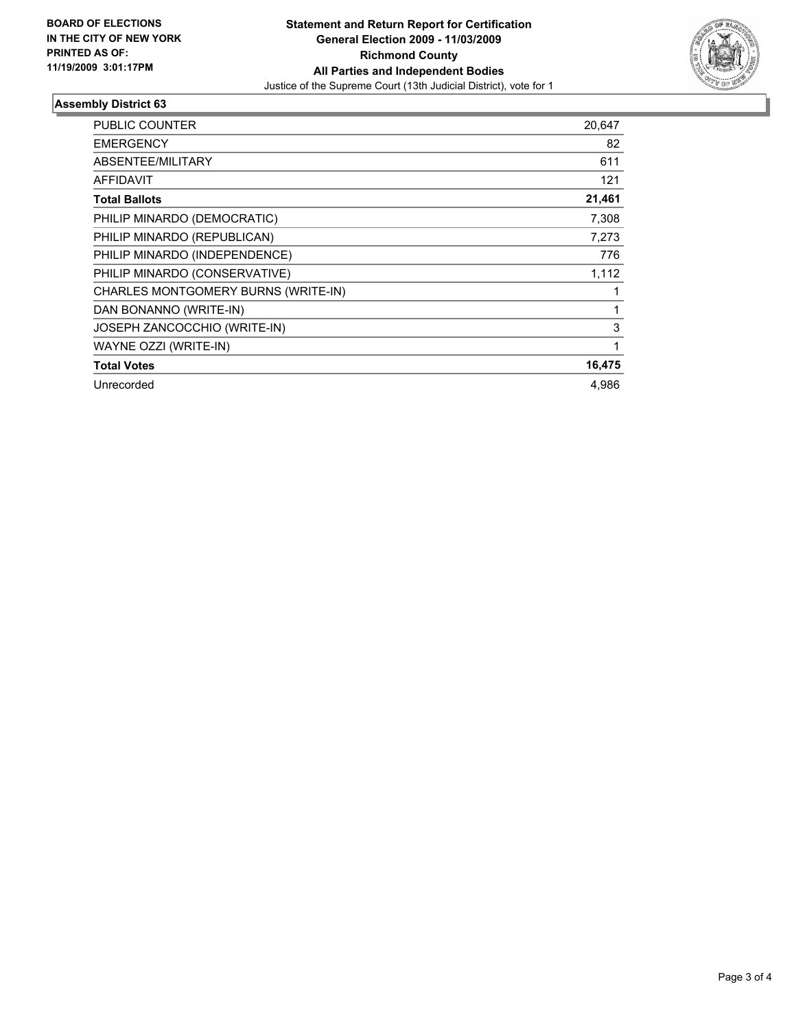**BOARD OF ELECTIONS IN THE CITY OF NEW YORK PRINTED AS OF: 11/19/2009 3:01:17PM**

**Statement and Return Report for Certification**
**General Election 2009 - 11/03/2009**
**Richmond County**
**All Parties and Independent Bodies**
Justice of the Supreme Court (13th Judicial District), vote for 1

## Assembly District 63

| | |
|---|---|
| PUBLIC COUNTER | 20,647 |
| EMERGENCY | 82 |
| ABSENTEE/MILITARY | 611 |
| AFFIDAVIT | 121 |
| **Total Ballots** | **21,461** |
| PHILIP MINARDO (DEMOCRATIC) | 7,308 |
| PHILIP MINARDO (REPUBLICAN) | 7,273 |
| PHILIP MINARDO (INDEPENDENCE) | 776 |
| PHILIP MINARDO (CONSERVATIVE) | 1,112 |
| CHARLES MONTGOMERY BURNS (WRITE-IN) | 1 |
| DAN BONANNO (WRITE-IN) | 1 |
| JOSEPH ZANCOCCHIO (WRITE-IN) | 3 |
| WAYNE OZZI (WRITE-IN) | 1 |
| **Total Votes** | **16,475** |
| Unrecorded | 4,986 |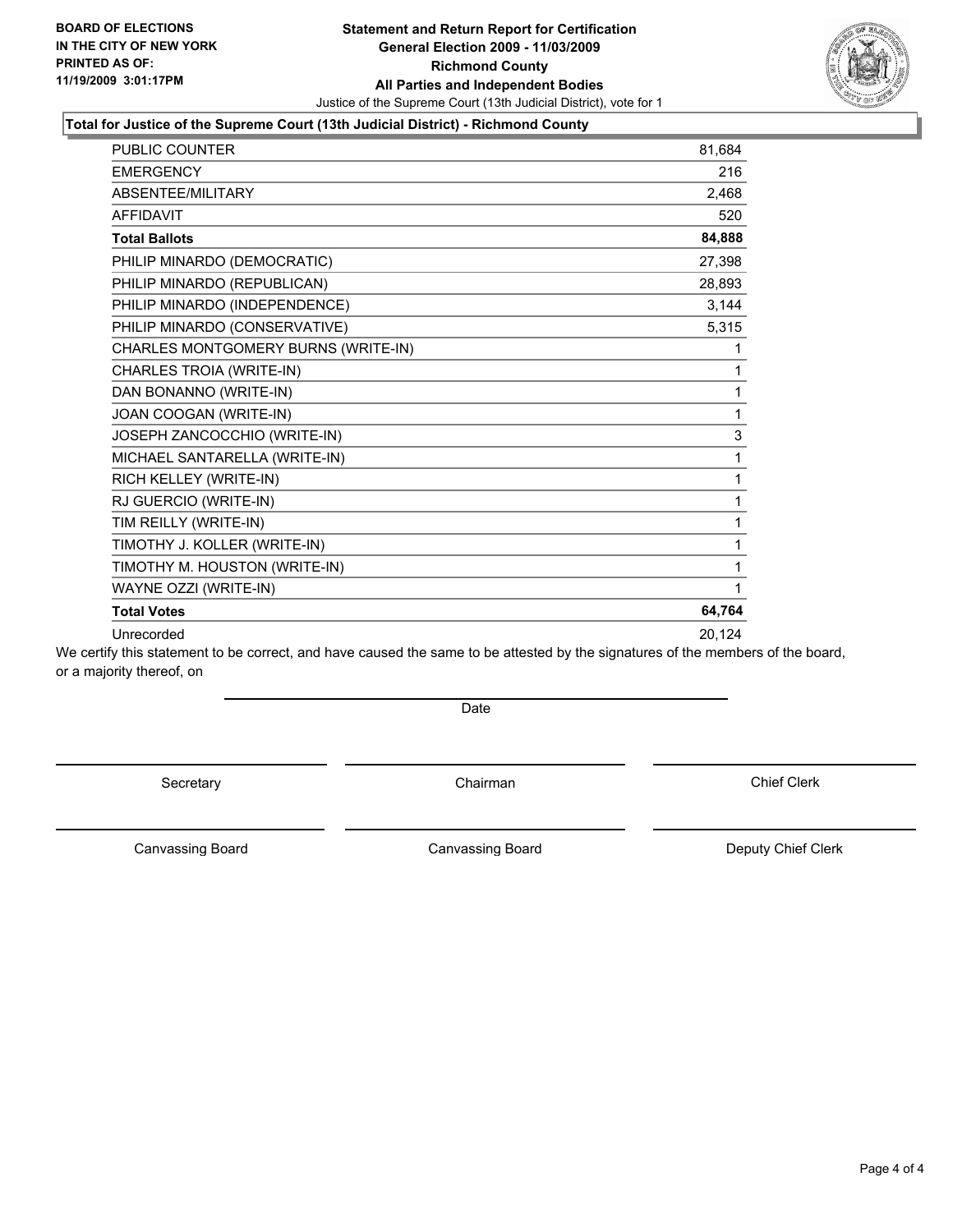**BOARD OF ELECTIONS IN THE CITY OF NEW YORK PRINTED AS OF: 11/19/2009 3:01:17PM**

# Statement and Return Report for Certification
## General Election 2009 - 11/03/2009
## Richmond County
## All Parties and Independent Bodies

Justice of the Supreme Court (13th Judicial District), vote for 1

### Total for Justice of the Supreme Court (13th Judicial District) - Richmond County

| | |
|---|---|
| PUBLIC COUNTER | 81,684 |
| EMERGENCY | 216 |
| ABSENTEE/MILITARY | 2,468 |
| AFFIDAVIT | 520 |
| **Total Ballots** | **84,888** |
| PHILIP MINARDO (DEMOCRATIC) | 27,398 |
| PHILIP MINARDO (REPUBLICAN) | 28,893 |
| PHILIP MINARDO (INDEPENDENCE) | 3,144 |
| PHILIP MINARDO (CONSERVATIVE) | 5,315 |
| CHARLES MONTGOMERY BURNS (WRITE-IN) | 1 |
| CHARLES TROIA (WRITE-IN) | 1 |
| DAN BONANNO (WRITE-IN) | 1 |
| JOAN COOGAN (WRITE-IN) | 1 |
| JOSEPH ZANCOCCHIO (WRITE-IN) | 3 |
| MICHAEL SANTARELLA (WRITE-IN) | 1 |
| RICH KELLEY (WRITE-IN) | 1 |
| RJ GUERCIO (WRITE-IN) | 1 |
| TIM REILLY (WRITE-IN) | 1 |
| TIMOTHY J. KOLLER (WRITE-IN) | 1 |
| TIMOTHY M. HOUSTON (WRITE-IN) | 1 |
| WAYNE OZZI (WRITE-IN) | 1 |
| **Total Votes** | **64,764** |
| Unrecorded | 20,124 |

We certify this statement to be correct, and have caused the same to be attested by the signatures of the members of the board, or a majority thereof, on

Date

Secretary    Chairman    Chief Clerk

Canvassing Board    Canvassing Board    Deputy Chief Clerk